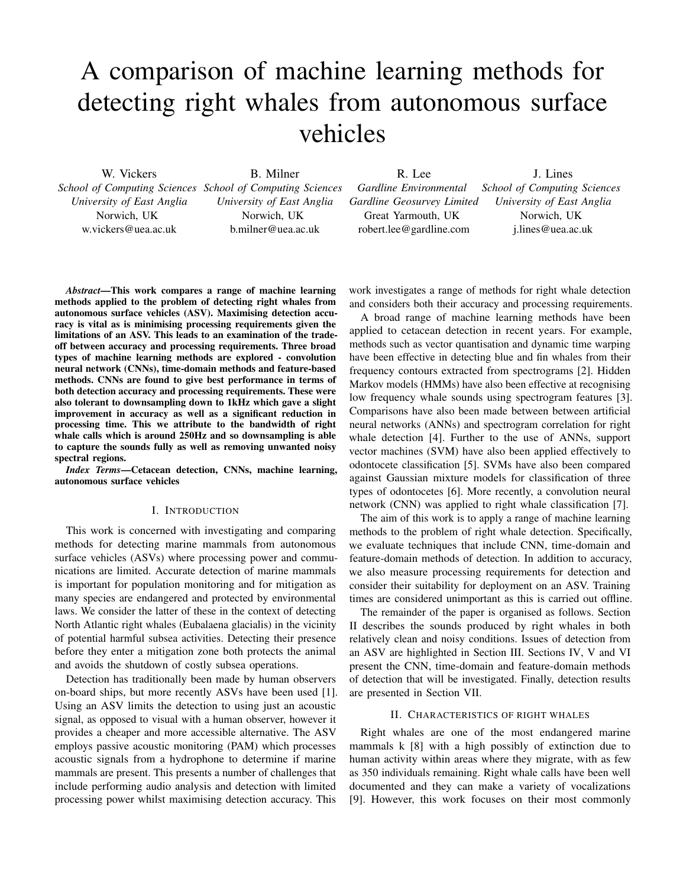# A comparison of machine learning methods for detecting right whales from autonomous surface vehicles

W. Vickers
*School of Computing Sciences*
*University of East Anglia*
Norwich, UK
w.vickers@uea.ac.uk

B. Milner
*School of Computing Sciences*
*University of East Anglia*
Norwich, UK
b.milner@uea.ac.uk

R. Lee
*Gardline Environmental*
*Gardline Geosurvey Limited*
Great Yarmouth, UK
robert.lee@gardline.com

J. Lines
*School of Computing Sciences*
*University of East Anglia*
Norwich, UK
j.lines@uea.ac.uk

***Abstract*—This work compares a range of machine learning methods applied to the problem of detecting right whales from autonomous surface vehicles (ASV). Maximising detection accuracy is vital as is minimising processing requirements given the limitations of an ASV. This leads to an examination of the trade-off between accuracy and processing requirements. Three broad types of machine learning methods are explored - convolution neural network (CNNs), time-domain methods and feature-based methods. CNNs are found to give best performance in terms of both detection accuracy and processing requirements. These were also tolerant to downsampling down to 1kHz which gave a slight improvement in accuracy as well as a significant reduction in processing time. This we attribute to the bandwidth of right whale calls which is around 250Hz and so downsampling is able to capture the sounds fully as well as removing unwanted noisy spectral regions.**

***Index Terms*—Cetacean detection, CNNs, machine learning, autonomous surface vehicles**

## I. Introduction

This work is concerned with investigating and comparing methods for detecting marine mammals from autonomous surface vehicles (ASVs) where processing power and communications are limited. Accurate detection of marine mammals is important for population monitoring and for mitigation as many species are endangered and protected by environmental laws. We consider the latter of these in the context of detecting North Atlantic right whales (Eubalaena glacialis) in the vicinity of potential harmful subsea activities. Detecting their presence before they enter a mitigation zone both protects the animal and avoids the shutdown of costly subsea operations.

Detection has traditionally been made by human observers on-board ships, but more recently ASVs have been used [1]. Using an ASV limits the detection to using just an acoustic signal, as opposed to visual with a human observer, however it provides a cheaper and more accessible alternative. The ASV employs passive acoustic monitoring (PAM) which processes acoustic signals from a hydrophone to determine if marine mammals are present. This presents a number of challenges that include performing audio analysis and detection with limited processing power whilst maximising detection accuracy. This work investigates a range of methods for right whale detection and considers both their accuracy and processing requirements.

A broad range of machine learning methods have been applied to cetacean detection in recent years. For example, methods such as vector quantisation and dynamic time warping have been effective in detecting blue and fin whales from their frequency contours extracted from spectrograms [2]. Hidden Markov models (HMMs) have also been effective at recognising low frequency whale sounds using spectrogram features [3]. Comparisons have also been made between between artificial neural networks (ANNs) and spectrogram correlation for right whale detection [4]. Further to the use of ANNs, support vector machines (SVM) have also been applied effectively to odontocete classification [5]. SVMs have also been compared against Gaussian mixture models for classification of three types of odontocetes [6]. More recently, a convolution neural network (CNN) was applied to right whale classification [7].

The aim of this work is to apply a range of machine learning methods to the problem of right whale detection. Specifically, we evaluate techniques that include CNN, time-domain and feature-domain methods of detection. In addition to accuracy, we also measure processing requirements for detection and consider their suitability for deployment on an ASV. Training times are considered unimportant as this is carried out offline.

The remainder of the paper is organised as follows. Section II describes the sounds produced by right whales in both relatively clean and noisy conditions. Issues of detection from an ASV are highlighted in Section III. Sections IV, V and VI present the CNN, time-domain and feature-domain methods of detection that will be investigated. Finally, detection results are presented in Section VII.

## II. Characteristics of Right Whales

Right whales are one of the most endangered marine mammals k [8] with a high possibly of extinction due to human activity within areas where they migrate, with as few as 350 individuals remaining. Right whale calls have been well documented and they can make a variety of vocalizations [9]. However, this work focuses on their most commonly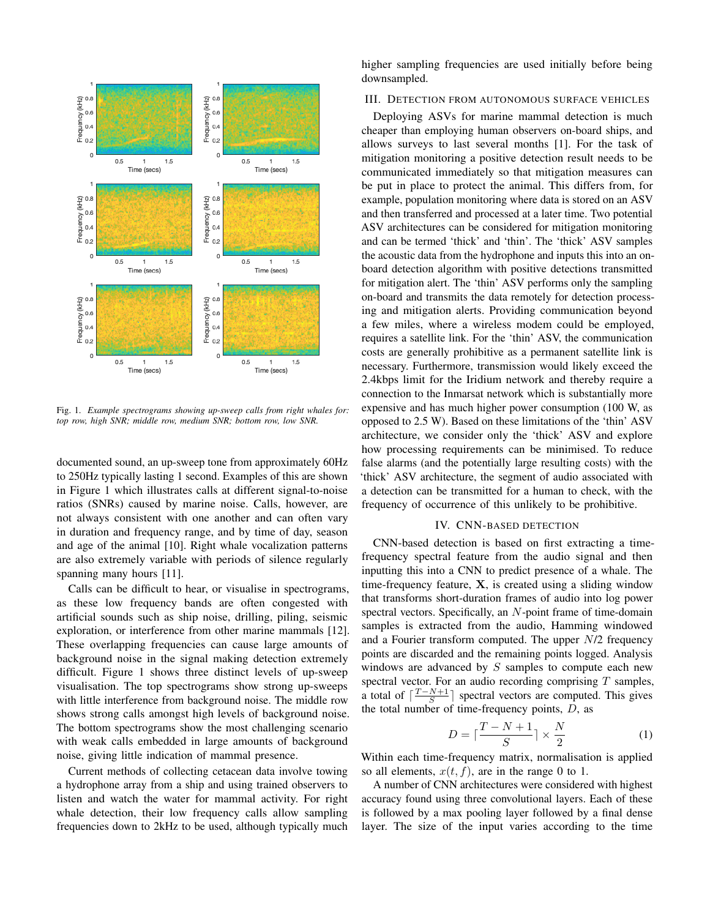Fig. 1. *Example spectrograms showing up-sweep calls from right whales for: top row, high SNR; middle row, medium SNR; bottom row, low SNR.*

documented sound, an up-sweep tone from approximately 60Hz to 250Hz typically lasting 1 second. Examples of this are shown in Figure 1 which illustrates calls at different signal-to-noise ratios (SNRs) caused by marine noise. Calls, however, are not always consistent with one another and can often vary in duration and frequency range, and by time of day, season and age of the animal [10]. Right whale vocalization patterns are also extremely variable with periods of silence regularly spanning many hours [11].

Calls can be difficult to hear, or visualise in spectrograms, as these low frequency bands are often congested with artificial sounds such as ship noise, drilling, piling, seismic exploration, or interference from other marine mammals [12]. These overlapping frequencies can cause large amounts of background noise in the signal making detection extremely difficult. Figure 1 shows three distinct levels of up-sweep visualisation. The top spectrograms show strong up-sweeps with little interference from background noise. The middle row shows strong calls amongst high levels of background noise. The bottom spectrograms show the most challenging scenario with weak calls embedded in large amounts of background noise, giving little indication of mammal presence.

Current methods of collecting cetacean data involve towing a hydrophone array from a ship and using trained observers to listen and watch the water for mammal activity. For right whale detection, their low frequency calls allow sampling frequencies down to 2kHz to be used, although typically much higher sampling frequencies are used initially before being downsampled.

## III. Detection from Autonomous Surface Vehicles

Deploying ASVs for marine mammal detection is much cheaper than employing human observers on-board ships, and allows surveys to last several months [1]. For the task of mitigation monitoring a positive detection result needs to be communicated immediately so that mitigation measures can be put in place to protect the animal. This differs from, for example, population monitoring where data is stored on an ASV and then transferred and processed at a later time. Two potential ASV architectures can be considered for mitigation monitoring and can be termed 'thick' and 'thin'. The 'thick' ASV samples the acoustic data from the hydrophone and inputs this into an on-board detection algorithm with positive detections transmitted for mitigation alert. The 'thin' ASV performs only the sampling on-board and transmits the data remotely for detection processing and mitigation alerts. Providing communication beyond a few miles, where a wireless modem could be employed, requires a satellite link. For the 'thin' ASV, the communication costs are generally prohibitive as a permanent satellite link is necessary. Furthermore, transmission would likely exceed the 2.4kbps limit for the Iridium network and thereby require a connection to the Inmarsat network which is substantially more expensive and has much higher power consumption (100 W, as opposed to 2.5 W). Based on these limitations of the 'thin' ASV architecture, we consider only the 'thick' ASV and explore how processing requirements can be minimised. To reduce false alarms (and the potentially large resulting costs) with the 'thick' ASV architecture, the segment of audio associated with a detection can be transmitted for a human to check, with the frequency of occurrence of this unlikely to be prohibitive.

## IV. CNN-based Detection

CNN-based detection is based on first extracting a time-frequency spectral feature from the audio signal and then inputting this into a CNN to predict presence of a whale. The time-frequency feature, $\mathbf{X}$, is created using a sliding window that transforms short-duration frames of audio into log power spectral vectors. Specifically, an $N$-point frame of time-domain samples is extracted from the audio, Hamming windowed and a Fourier transform computed. The upper $N/2$ frequency points are discarded and the remaining points logged. Analysis windows are advanced by $S$ samples to compute each new spectral vector. For an audio recording comprising $T$ samples, a total of $\lceil \frac{T-N+1}{S} \rceil$ spectral vectors are computed. This gives the total number of time-frequency points, $D$, as

$$D = \lceil \frac{T-N+1}{S} \rceil \times \frac{N}{2} \tag{1}$$

Within each time-frequency matrix, normalisation is applied so all elements, $x(t,f)$, are in the range 0 to 1.

A number of CNN architectures were considered with highest accuracy found using three convolutional layers. Each of these is followed by a max pooling layer followed by a final dense layer. The size of the input varies according to the time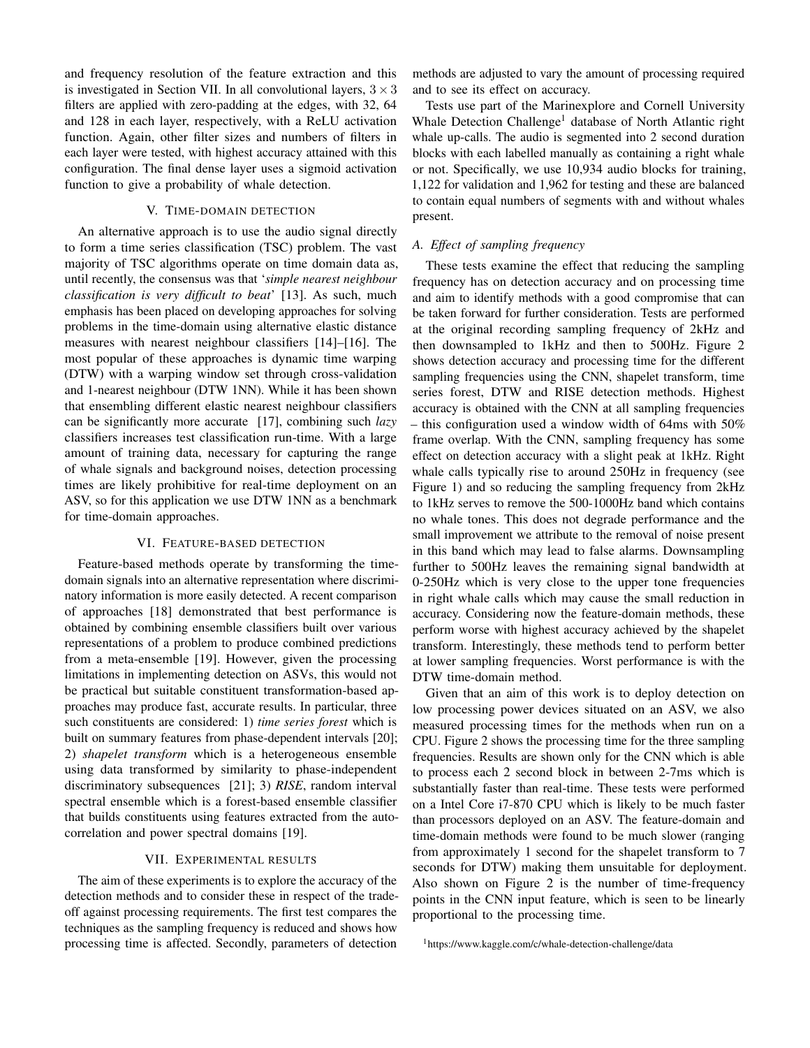and frequency resolution of the feature extraction and this is investigated in Section VII. In all convolutional layers, $3 \times 3$ filters are applied with zero-padding at the edges, with 32, 64 and 128 in each layer, respectively, with a ReLU activation function. Again, other filter sizes and numbers of filters in each layer were tested, with highest accuracy attained with this configuration. The final dense layer uses a sigmoid activation function to give a probability of whale detection.

## V. Time-domain detection

An alternative approach is to use the audio signal directly to form a time series classification (TSC) problem. The vast majority of TSC algorithms operate on time domain data as, until recently, the consensus was that '*simple nearest neighbour classification is very difficult to beat*' [13]. As such, much emphasis has been placed on developing approaches for solving problems in the time-domain using alternative elastic distance measures with nearest neighbour classifiers [14]–[16]. The most popular of these approaches is dynamic time warping (DTW) with a warping window set through cross-validation and 1-nearest neighbour (DTW 1NN). While it has been shown that ensembling different elastic nearest neighbour classifiers can be significantly more accurate [17], combining such *lazy* classifiers increases test classification run-time. With a large amount of training data, necessary for capturing the range of whale signals and background noises, detection processing times are likely prohibitive for real-time deployment on an ASV, so for this application we use DTW 1NN as a benchmark for time-domain approaches.

## VI. Feature-based detection

Feature-based methods operate by transforming the time-domain signals into an alternative representation where discriminatory information is more easily detected. A recent comparison of approaches [18] demonstrated that best performance is obtained by combining ensemble classifiers built over various representations of a problem to produce combined predictions from a meta-ensemble [19]. However, given the processing limitations in implementing detection on ASVs, this would not be practical but suitable constituent transformation-based approaches may produce fast, accurate results. In particular, three such constituents are considered: 1) *time series forest* which is built on summary features from phase-dependent intervals [20]; 2) *shapelet transform* which is a heterogeneous ensemble using data transformed by similarity to phase-independent discriminatory subsequences [21]; 3) *RISE*, random interval spectral ensemble which is a forest-based ensemble classifier that builds constituents using features extracted from the auto-correlation and power spectral domains [19].

## VII. Experimental results

The aim of these experiments is to explore the accuracy of the detection methods and to consider these in respect of the trade-off against processing requirements. The first test compares the techniques as the sampling frequency is reduced and shows how processing time is affected. Secondly, parameters of detection methods are adjusted to vary the amount of processing required and to see its effect on accuracy.

Tests use part of the Marinexplore and Cornell University Whale Detection Challenge[1] database of North Atlantic right whale up-calls. The audio is segmented into 2 second duration blocks with each labelled manually as containing a right whale or not. Specifically, we use 10,934 audio blocks for training, 1,122 for validation and 1,962 for testing and these are balanced to contain equal numbers of segments with and without whales present.

### A. Effect of sampling frequency

These tests examine the effect that reducing the sampling frequency has on detection accuracy and on processing time and aim to identify methods with a good compromise that can be taken forward for further consideration. Tests are performed at the original recording sampling frequency of 2kHz and then downsampled to 1kHz and then to 500Hz. Figure 2 shows detection accuracy and processing time for the different sampling frequencies using the CNN, shapelet transform, time series forest, DTW and RISE detection methods. Highest accuracy is obtained with the CNN at all sampling frequencies – this configuration used a window width of 64ms with 50% frame overlap. With the CNN, sampling frequency has some effect on detection accuracy with a slight peak at 1kHz. Right whale calls typically rise to around 250Hz in frequency (see Figure 1) and so reducing the sampling frequency from 2kHz to 1kHz serves to remove the 500-1000Hz band which contains no whale tones. This does not degrade performance and the small improvement we attribute to the removal of noise present in this band which may lead to false alarms. Downsampling further to 500Hz leaves the remaining signal bandwidth at 0-250Hz which is very close to the upper tone frequencies in right whale calls which may cause the small reduction in accuracy. Considering now the feature-domain methods, these perform worse with highest accuracy achieved by the shapelet transform. Interestingly, these methods tend to perform better at lower sampling frequencies. Worst performance is with the DTW time-domain method.

Given that an aim of this work is to deploy detection on low processing power devices situated on an ASV, we also measured processing times for the methods when run on a CPU. Figure 2 shows the processing time for the three sampling frequencies. Results are shown only for the CNN which is able to process each 2 second block in between 2-7ms which is substantially faster than real-time. These tests were performed on a Intel Core i7-870 CPU which is likely to be much faster than processors deployed on an ASV. The feature-domain and time-domain methods were found to be much slower (ranging from approximately 1 second for the shapelet transform to 7 seconds for DTW) making them unsuitable for deployment. Also shown on Figure 2 is the number of time-frequency points in the CNN input feature, which is seen to be linearly proportional to the processing time.

[1]https://www.kaggle.com/c/whale-detection-challenge/data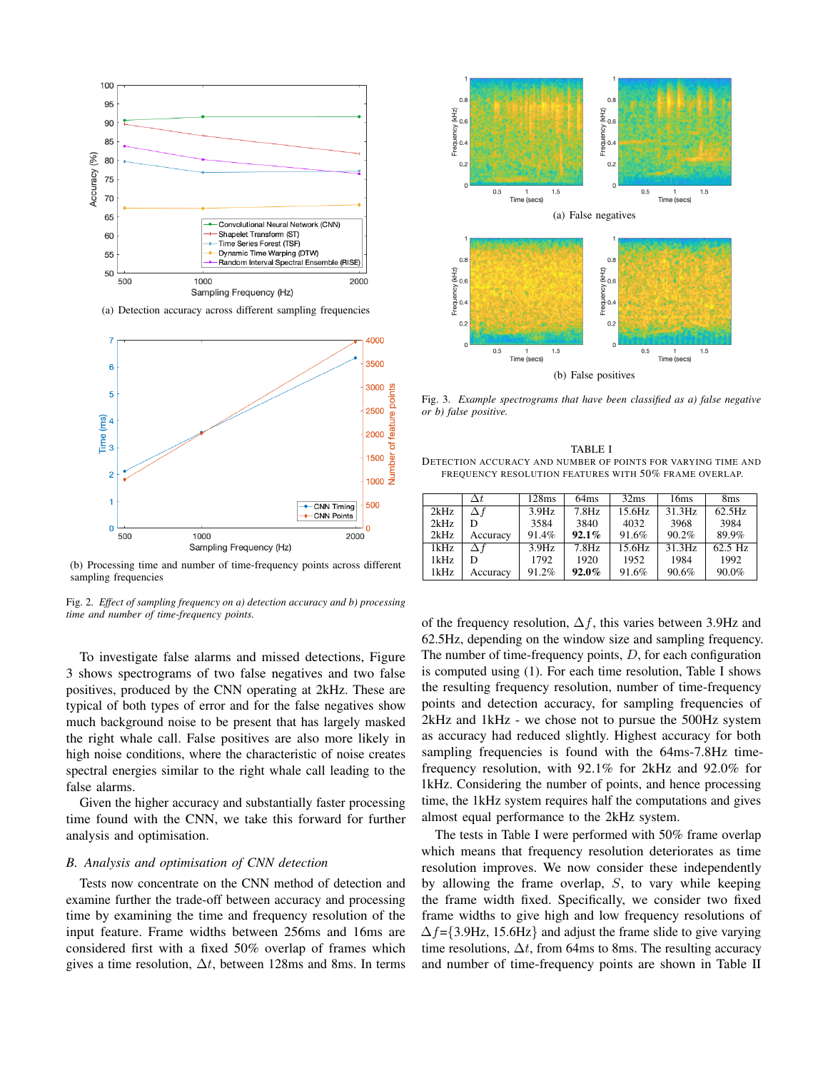(a) Detection accuracy across different sampling frequencies

(b) Processing time and number of time-frequency points across different sampling frequencies

Fig. 2. *Effect of sampling frequency on a) detection accuracy and b) processing time and number of time-frequency points.*

To investigate false alarms and missed detections, Figure 3 shows spectrograms of two false negatives and two false positives, produced by the CNN operating at 2kHz. These are typical of both types of error and for the false negatives show much background noise to be present that has largely masked the right whale call. False positives are also more likely in high noise conditions, where the characteristic of noise creates spectral energies similar to the right whale call leading to the false alarms.

Given the higher accuracy and substantially faster processing time found with the CNN, we take this forward for further analysis and optimisation.

## B. Analysis and optimisation of CNN detection

Tests now concentrate on the CNN method of detection and examine further the trade-off between accuracy and processing time by examining the time and frequency resolution of the input feature. Frame widths between 256ms and 16ms are considered first with a fixed 50% overlap of frames which gives a time resolution, $\Delta t$, between 128ms and 8ms. In terms of the frequency resolution, $\Delta f$, this varies between 3.9Hz and 62.5Hz, depending on the window size and sampling frequency. The number of time-frequency points, $D$, for each configuration is computed using (1). For each time resolution, Table I shows the resulting frequency resolution, number of time-frequency points and detection accuracy, for sampling frequencies of 2kHz and 1kHz - we chose not to pursue the 500Hz system as accuracy had reduced slightly. Highest accuracy for both sampling frequencies is found with the 64ms-7.8Hz time-frequency resolution, with 92.1% for 2kHz and 92.0% for 1kHz. Considering the number of points, and hence processing time, the 1kHz system requires half the computations and gives almost equal performance to the 2kHz system.

The tests in Table I were performed with 50% frame overlap which means that frequency resolution deteriorates as time resolution improves. We now consider these independently by allowing the frame overlap, $S$, to vary while keeping the frame width fixed. Specifically, we consider two fixed frame widths to give high and low frequency resolutions of $\Delta f$={3.9Hz, 15.6Hz} and adjust the frame slide to give varying time resolutions, $\Delta t$, from 64ms to 8ms. The resulting accuracy and number of time-frequency points are shown in Table II

(a) False negatives

(b) False positives

Fig. 3. *Example spectrograms that have been classified as a) false negative or b) false positive.*

TABLE I
DETECTION ACCURACY AND NUMBER OF POINTS FOR VARYING TIME AND FREQUENCY RESOLUTION FEATURES WITH 50% FRAME OVERLAP.

| | $\Delta t$ | 128ms | 64ms | 32ms | 16ms | 8ms |
|---|---|---|---|---|---|---|
| 2kHz | $\Delta f$ | 3.9Hz | 7.8Hz | 15.6Hz | 31.3Hz | 62.5Hz |
| 2kHz | D | 3584 | 3840 | 4032 | 3968 | 3984 |
| 2kHz | Accuracy | 91.4% | **92.1%** | 91.6% | 90.2% | 89.9% |
| 1kHz | $\Delta f$ | 3.9Hz | 7.8Hz | 15.6Hz | 31.3Hz | 62.5 Hz |
| 1kHz | D | 1792 | 1920 | 1952 | 1984 | 1992 |
| 1kHz | Accuracy | 91.2% | **92.0%** | 91.6% | 90.6% | 90.0% |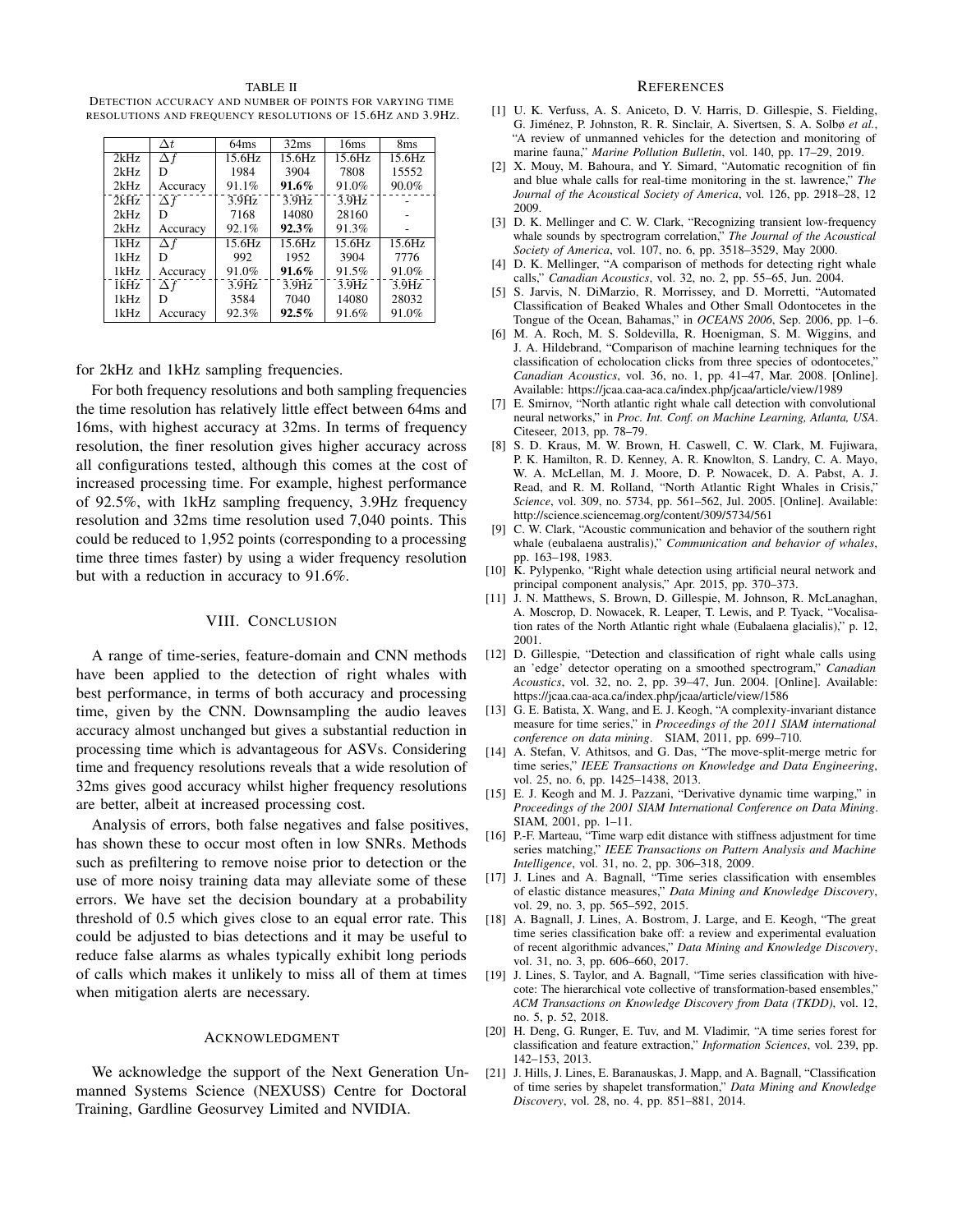TABLE II
DETECTION ACCURACY AND NUMBER OF POINTS FOR VARYING TIME RESOLUTIONS AND FREQUENCY RESOLUTIONS OF 15.6HZ AND 3.9HZ.

| | $\Delta t$ | 64ms | 32ms | 16ms | 8ms |
|---|---|---|---|---|---|
| 2kHz | $\Delta f$ | 15.6Hz | 15.6Hz | 15.6Hz | 15.6Hz |
| 2kHz | D | 1984 | 3904 | 7808 | 15552 |
| 2kHz | Accuracy | 91.1% | **91.6%** | 91.0% | 90.0% |
| 2kHz | $\Delta f$ | 3.9Hz | 3.9Hz | 3.9Hz | - |
| 2kHz | D | 7168 | 14080 | 28160 | - |
| 2kHz | Accuracy | 92.1% | **92.3%** | 91.3% | - |
| 1kHz | $\Delta f$ | 15.6Hz | 15.6Hz | 15.6Hz | 15.6Hz |
| 1kHz | D | 992 | 1952 | 3904 | 7776 |
| 1kHz | Accuracy | 91.0% | **91.6%** | 91.5% | 91.0% |
| 1kHz | $\Delta f$ | 3.9Hz | 3.9Hz | 3.9Hz | 3.9Hz |
| 1kHz | D | 3584 | 7040 | 14080 | 28032 |
| 1kHz | Accuracy | 92.3% | **92.5%** | 91.6% | 91.0% |

for 2kHz and 1kHz sampling frequencies.

For both frequency resolutions and both sampling frequencies the time resolution has relatively little effect between 64ms and 16ms, with highest accuracy at 32ms. In terms of frequency resolution, the finer resolution gives higher accuracy across all configurations tested, although this comes at the cost of increased processing time. For example, highest performance of 92.5%, with 1kHz sampling frequency, 3.9Hz frequency resolution and 32ms time resolution used 7,040 points. This could be reduced to 1,952 points (corresponding to a processing time three times faster) by using a wider frequency resolution but with a reduction in accuracy to 91.6%.

## VIII. CONCLUSION

A range of time-series, feature-domain and CNN methods have been applied to the detection of right whales with best performance, in terms of both accuracy and processing time, given by the CNN. Downsampling the audio leaves accuracy almost unchanged but gives a substantial reduction in processing time which is advantageous for ASVs. Considering time and frequency resolutions reveals that a wide resolution of 32ms gives good accuracy whilst higher frequency resolutions are better, albeit at increased processing cost.

Analysis of errors, both false negatives and false positives, has shown these to occur most often in low SNRs. Methods such as prefiltering to remove noise prior to detection or the use of more noisy training data may alleviate some of these errors. We have set the decision boundary at a probability threshold of 0.5 which gives close to an equal error rate. This could be adjusted to bias detections and it may be useful to reduce false alarms as whales typically exhibit long periods of calls which makes it unlikely to miss all of them at times when mitigation alerts are necessary.

## ACKNOWLEDGMENT

We acknowledge the support of the Next Generation Unmanned Systems Science (NEXUSS) Centre for Doctoral Training, Gardline Geosurvey Limited and NVIDIA.

## REFERENCES

[1] U. K. Verfuss, A. S. Aniceto, D. V. Harris, D. Gillespie, S. Fielding, G. Jiménez, P. Johnston, R. R. Sinclair, A. Sivertsen, S. A. Solbø *et al.*, "A review of unmanned vehicles for the detection and monitoring of marine fauna," *Marine Pollution Bulletin*, vol. 140, pp. 17–29, 2019.

[2] X. Mouy, M. Bahoura, and Y. Simard, "Automatic recognition of fin and blue whale calls for real-time monitoring in the st. lawrence," *The Journal of the Acoustical Society of America*, vol. 126, pp. 2918–28, 12 2009.

[3] D. K. Mellinger and C. W. Clark, "Recognizing transient low-frequency whale sounds by spectrogram correlation," *The Journal of the Acoustical Society of America*, vol. 107, no. 6, pp. 3518–3529, May 2000.

[4] D. K. Mellinger, "A comparison of methods for detecting right whale calls," *Canadian Acoustics*, vol. 32, no. 2, pp. 55–65, Jun. 2004.

[5] S. Jarvis, N. DiMarzio, R. Morrissey, and D. Morretti, "Automated Classification of Beaked Whales and Other Small Odontocetes in the Tongue of the Ocean, Bahamas," in *OCEANS 2006*, Sep. 2006, pp. 1–6.

[6] M. A. Roch, M. S. Soldevilla, R. Hoenigman, S. M. Wiggins, and J. A. Hildebrand, "Comparison of machine learning techniques for the classification of echolocation clicks from three species of odontocetes," *Canadian Acoustics*, vol. 36, no. 1, pp. 41–47, Mar. 2008. [Online]. Available: https://jcaa.caa-aca.ca/index.php/jcaa/article/view/1989

[7] E. Smirnov, "North atlantic right whale call detection with convolutional neural networks," in *Proc. Int. Conf. on Machine Learning, Atlanta, USA*. Citeseer, 2013, pp. 78–79.

[8] S. D. Kraus, M. W. Brown, H. Caswell, C. W. Clark, M. Fujiwara, P. K. Hamilton, R. D. Kenney, A. R. Knowlton, S. Landry, C. A. Mayo, W. A. McLellan, M. J. Moore, D. P. Nowacek, D. A. Pabst, A. J. Read, and R. M. Rolland, "North Atlantic Right Whales in Crisis," *Science*, vol. 309, no. 5734, pp. 561–562, Jul. 2005. [Online]. Available: http://science.sciencemag.org/content/309/5734/561

[9] C. W. Clark, "Acoustic communication and behavior of the southern right whale (eubalaena australis)," *Communication and behavior of whales*, pp. 163–198, 1983.

[10] K. Pylypenko, "Right whale detection using artificial neural network and principal component analysis," Apr. 2015, pp. 370–373.

[11] J. N. Matthews, S. Brown, D. Gillespie, M. Johnson, R. McLanaghan, A. Moscrop, D. Nowacek, R. Leaper, T. Lewis, and P. Tyack, "Vocalisation rates of the North Atlantic right whale (Eubalaena glacialis)," p. 12, 2001.

[12] D. Gillespie, "Detection and classification of right whale calls using an 'edge' detector operating on a smoothed spectrogram," *Canadian Acoustics*, vol. 32, no. 2, pp. 39–47, Jun. 2004. [Online]. Available: https://jcaa.caa-aca.ca/index.php/jcaa/article/view/1586

[13] G. E. Batista, X. Wang, and E. J. Keogh, "A complexity-invariant distance measure for time series," in *Proceedings of the 2011 SIAM international conference on data mining*. SIAM, 2011, pp. 699–710.

[14] A. Stefan, V. Athitsos, and G. Das, "The move-split-merge metric for time series," *IEEE Transactions on Knowledge and Data Engineering*, vol. 25, no. 6, pp. 1425–1438, 2013.

[15] E. J. Keogh and M. J. Pazzani, "Derivative dynamic time warping," in *Proceedings of the 2001 SIAM International Conference on Data Mining*. SIAM, 2001, pp. 1–11.

[16] P.-F. Marteau, "Time warp edit distance with stiffness adjustment for time series matching," *IEEE Transactions on Pattern Analysis and Machine Intelligence*, vol. 31, no. 2, pp. 306–318, 2009.

[17] J. Lines and A. Bagnall, "Time series classification with ensembles of elastic distance measures," *Data Mining and Knowledge Discovery*, vol. 29, no. 3, pp. 565–592, 2015.

[18] A. Bagnall, J. Lines, A. Bostrom, J. Large, and E. Keogh, "The great time series classification bake off: a review and experimental evaluation of recent algorithmic advances," *Data Mining and Knowledge Discovery*, vol. 31, no. 3, pp. 606–660, 2017.

[19] J. Lines, S. Taylor, and A. Bagnall, "Time series classification with hive-cote: The hierarchical vote collective of transformation-based ensembles," *ACM Transactions on Knowledge Discovery from Data (TKDD)*, vol. 12, no. 5, p. 52, 2018.

[20] H. Deng, G. Runger, E. Tuv, and M. Vladimir, "A time series forest for classification and feature extraction," *Information Sciences*, vol. 239, pp. 142–153, 2013.

[21] J. Hills, J. Lines, E. Baranauskas, J. Mapp, and A. Bagnall, "Classification of time series by shapelet transformation," *Data Mining and Knowledge Discovery*, vol. 28, no. 4, pp. 851–881, 2014.